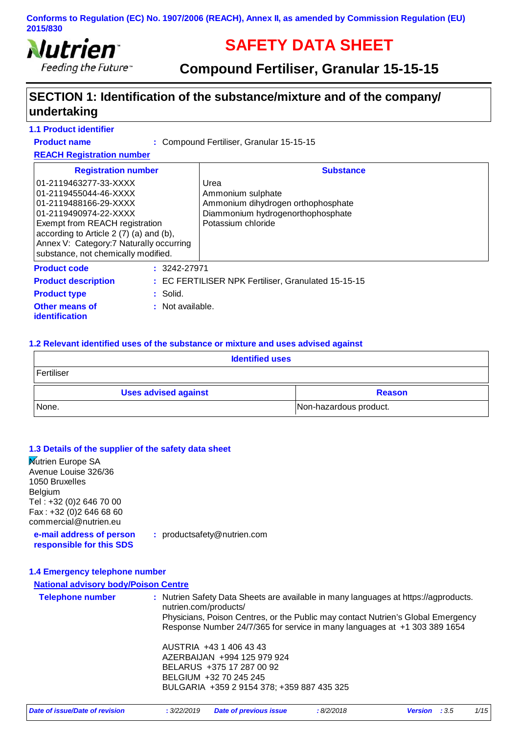Conforms to Regulation (EC) No. 1907/2006 (REACH), Annex II, as amended by Commission Regulation (EU) 2015/830

# SAFETY DATA SHEET

## Compound Fertiliser, Granular 15-15-15

## SECTION 1: Identification of the substance/mixture and of the company/ undertaking

### 1.1 Product identifier

**Product name** : Compound Fertiliser, Granular 15-15-15

**REACH Registration number**

| Registration number | Substance |
|---|---|
| 01-2119463277-33-XXXX | Urea |
| 01-2119455044-46-XXXX | Ammonium sulphate |
| 01-2119488166-29-XXXX | Ammonium dihydrogen orthophosphate |
| 01-2119490974-22-XXXX | Diammonium hydrogenorthophosphate |
| Exempt from REACH registration according to Article 2 (7) (a) and (b), Annex V: Category:7 Naturally occurring substance, not chemically modified. | Potassium chloride |

**Product code** : 3242-27971

**Product description** : EC FERTILISER NPK Fertiliser, Granulated 15-15-15

**Product type** : Solid.

**Other means of identification** : Not available.

### 1.2 Relevant identified uses of the substance or mixture and uses advised against

| Identified uses |
|---|
| Fertiliser |

| Uses advised against | Reason |
|---|---|
| None. | Non-hazardous product. |

### 1.3 Details of the supplier of the safety data sheet

Nutrien Europe SA
Avenue Louise 326/36
1050 Bruxelles
Belgium
Tel : +32 (0)2 646 70 00
Fax : +32 (0)2 646 68 60
commercial@nutrien.eu

**e-mail address of person responsible for this SDS** : productsafety@nutrien.com

### 1.4 Emergency telephone number

**National advisory body/Poison Centre**

**Telephone number** : Nutrien Safety Data Sheets are available in many languages at https://agproducts.nutrien.com/products/
Physicians, Poison Centres, or the Public may contact Nutrien's Global Emergency Response Number 24/7/365 for service in many languages at +1 303 389 1654

AUSTRIA +43 1 406 43 43
AZERBAIJAN +994 125 979 924
BELARUS +375 17 287 00 92
BELGIUM +32 70 245 245
BULGARIA +359 2 9154 378; +359 887 435 325

*Date of issue/Date of revision* : 3/22/2019 *Date of previous issue* : 8/2/2018 *Version* : 3.5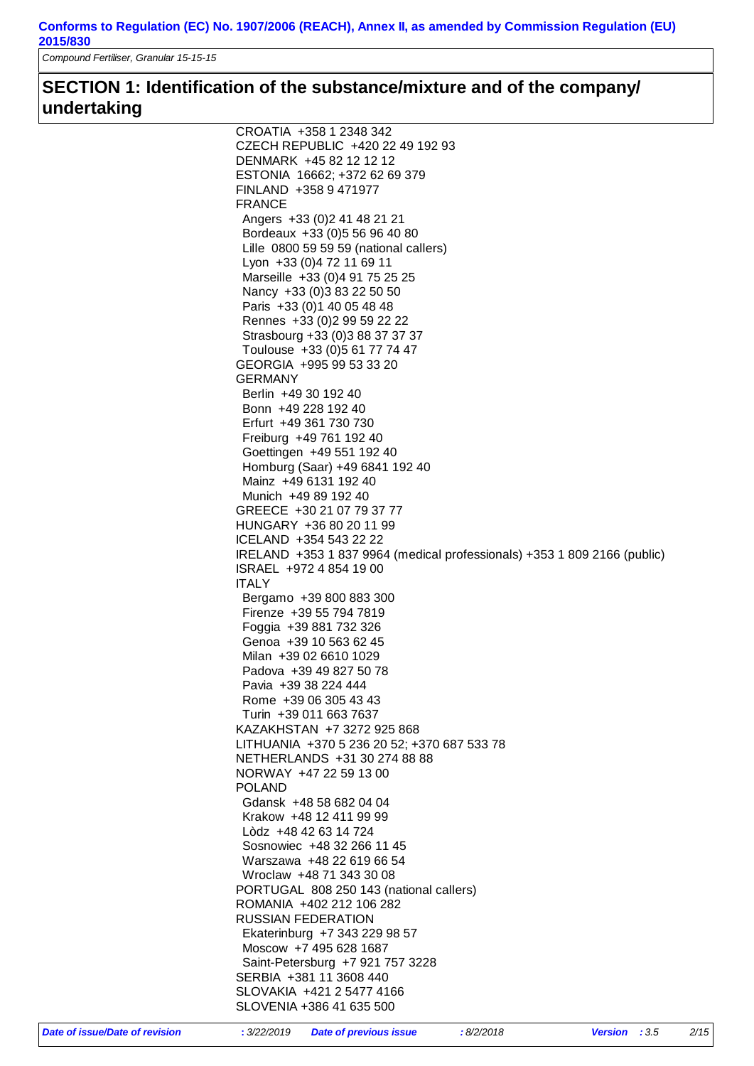## SECTION 1: Identification of the substance/mixture and of the company/ undertaking

CROATIA +358 1 2348 342
CZECH REPUBLIC +420 22 49 192 93
DENMARK +45 82 12 12 12
ESTONIA 16662; +372 62 69 379
FINLAND +358 9 471977
FRANCE
- Angers +33 (0)2 41 48 21 21
- Bordeaux +33 (0)5 56 96 40 80
- Lille 0800 59 59 59 (national callers)
- Lyon +33 (0)4 72 11 69 11
- Marseille +33 (0)4 91 75 25 25
- Nancy +33 (0)3 83 22 50 50
- Paris +33 (0)1 40 05 48 48
- Rennes +33 (0)2 99 59 22 22
- Strasbourg +33 (0)3 88 37 37 37
- Toulouse +33 (0)5 61 77 74 47

GEORGIA +995 99 53 33 20
GERMANY
- Berlin +49 30 192 40
- Bonn +49 228 192 40
- Erfurt +49 361 730 730
- Freiburg +49 761 192 40
- Goettingen +49 551 192 40
- Homburg (Saar) +49 6841 192 40
- Mainz +49 6131 192 40
- Munich +49 89 192 40

GREECE +30 21 07 79 37 77
HUNGARY +36 80 20 11 99
ICELAND +354 543 22 22
IRELAND +353 1 837 9964 (medical professionals) +353 1 809 2166 (public)
ISRAEL +972 4 854 19 00
ITALY
- Bergamo +39 800 883 300
- Firenze +39 55 794 7819
- Foggia +39 881 732 326
- Genoa +39 10 563 62 45
- Milan +39 02 6610 1029
- Padova +39 49 827 50 78
- Pavia +39 38 224 444
- Rome +39 06 305 43 43
- Turin +39 011 663 7637

KAZAKHSTAN +7 3272 925 868
LITHUANIA +370 5 236 20 52; +370 687 533 78
NETHERLANDS +31 30 274 88 88
NORWAY +47 22 59 13 00
POLAND
- Gdansk +48 58 682 04 04
- Krakow +48 12 411 99 99
- Lòdz +48 42 63 14 724
- Sosnowiec +48 32 266 11 45
- Warszawa +48 22 619 66 54
- Wroclaw +48 71 343 30 08

PORTUGAL 808 250 143 (national callers)
ROMANIA +402 212 106 282
RUSSIAN FEDERATION
- Ekaterinburg +7 343 229 98 57
- Moscow +7 495 628 1687
- Saint-Petersburg +7 921 757 3228

SERBIA +381 11 3608 440
SLOVAKIA +421 2 5477 4166
SLOVENIA +386 41 635 500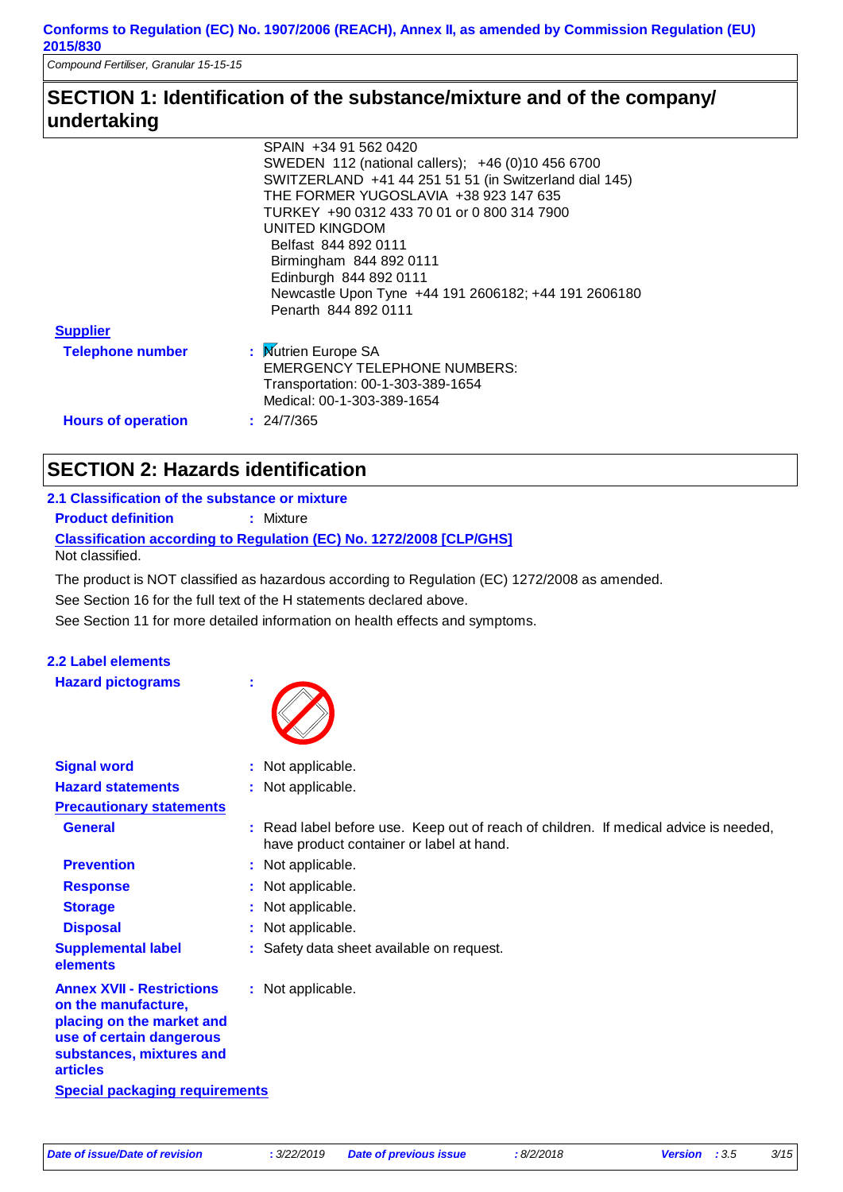## SECTION 1: Identification of the substance/mixture and of the company/ undertaking

SPAIN +34 91 562 0420
SWEDEN 112 (national callers); +46 (0)10 456 6700
SWITZERLAND +41 44 251 51 51 (in Switzerland dial 145)
THE FORMER YUGOSLAVIA +38 923 147 635
TURKEY +90 0312 433 70 01 or 0 800 314 7900
UNITED KINGDOM
Belfast 844 892 0111
Birmingham 844 892 0111
Edinburgh 844 892 0111
Newcastle Upon Tyne +44 191 2606182; +44 191 2606180
Penarth 844 892 0111

**Supplier**

**Telephone number** : Nutrien Europe SA
EMERGENCY TELEPHONE NUMBERS:
Transportation: 00-1-303-389-1654
Medical: 00-1-303-389-1654

**Hours of operation** : 24/7/365

## SECTION 2: Hazards identification

### 2.1 Classification of the substance or mixture

**Product definition** : Mixture

**Classification according to Regulation (EC) No. 1272/2008 [CLP/GHS]**

Not classified.

The product is NOT classified as hazardous according to Regulation (EC) 1272/2008 as amended.

See Section 16 for the full text of the H statements declared above.

See Section 11 for more detailed information on health effects and symptoms.

### 2.2 Label elements

**Hazard pictograms** :

**Signal word** : Not applicable.

**Hazard statements** : Not applicable.

**Precautionary statements**

**General** : Read label before use. Keep out of reach of children. If medical advice is needed, have product container or label at hand.

**Prevention** : Not applicable.

**Response** : Not applicable.

**Storage** : Not applicable.

**Disposal** : Not applicable.

**Supplemental label elements** : Safety data sheet available on request.

**Annex XVII - Restrictions on the manufacture, placing on the market and use of certain dangerous substances, mixtures and articles** : Not applicable.

**Special packaging requirements**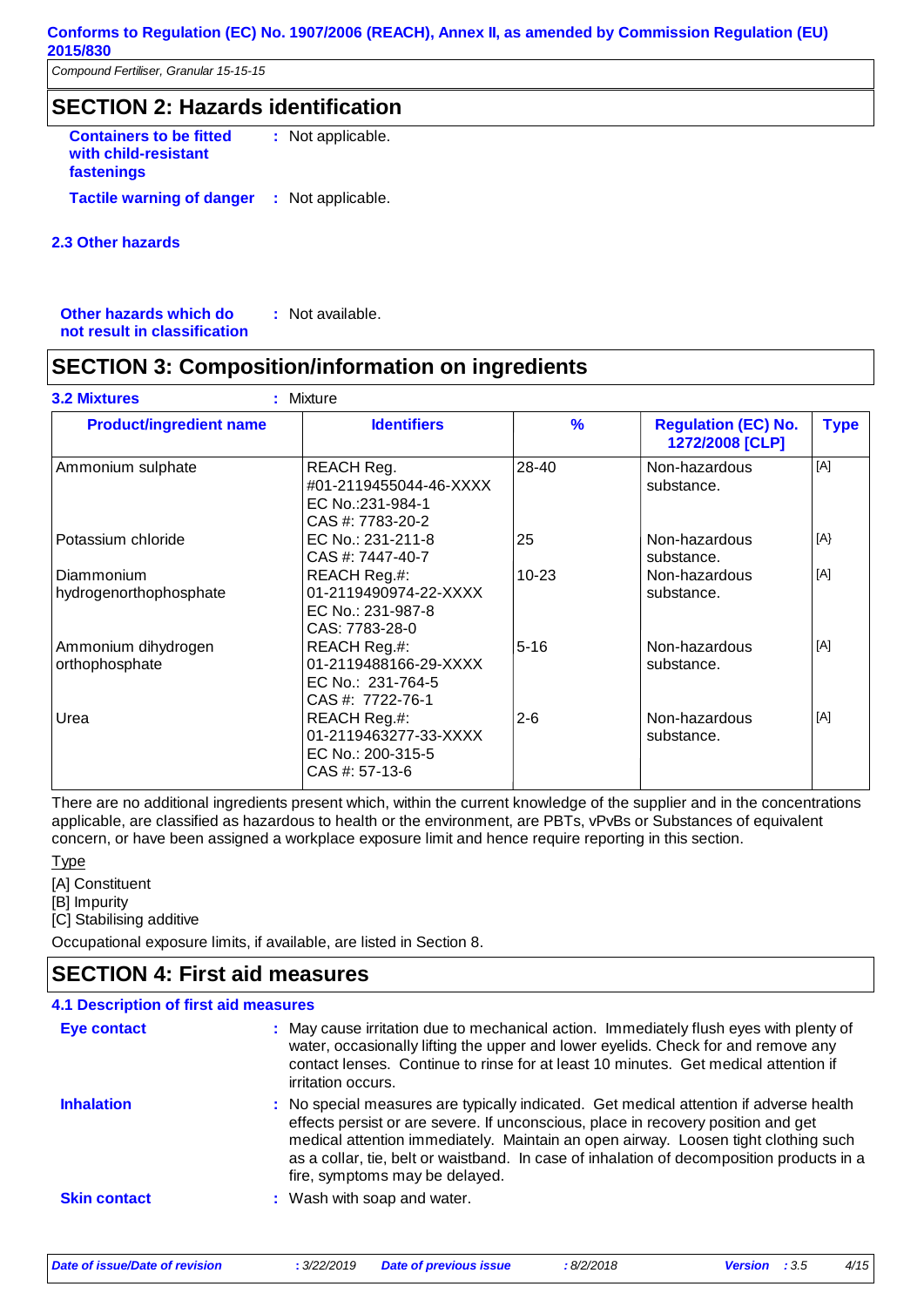## SECTION 2: Hazards identification

**Containers to be fitted with child-resistant fastenings** : Not applicable.

**Tactile warning of danger** : Not applicable.

### 2.3 Other hazards

**Other hazards which do not result in classification** : Not available.

## SECTION 3: Composition/information on ingredients

**3.2 Mixtures** : Mixture

| Product/ingredient name | Identifiers | % | Regulation (EC) No. 1272/2008 [CLP] | Type |
|---|---|---|---|---|
| Ammonium sulphate | REACH Reg. #01-2119455044-46-XXXX EC No.:231-984-1 CAS #: 7783-20-2 | 28-40 | Non-hazardous substance. | [A] |
| Potassium chloride | EC No.: 231-211-8 CAS #: 7447-40-7 | 25 | Non-hazardous substance. | [A} |
| Diammonium hydrogenorthophosphate | REACH Reg.#: 01-2119490974-22-XXXX EC No.: 231-987-8 CAS: 7783-28-0 | 10-23 | Non-hazardous substance. | [A] |
| Ammonium dihydrogen orthophosphate | REACH Reg.#: 01-2119488166-29-XXXX EC No.: 231-764-5 CAS #: 7722-76-1 | 5-16 | Non-hazardous substance. | [A] |
| Urea | REACH Reg.#: 01-2119463277-33-XXXX EC No.: 200-315-5 CAS #: 57-13-6 | 2-6 | Non-hazardous substance. | [A] |

There are no additional ingredients present which, within the current knowledge of the supplier and in the concentrations applicable, are classified as hazardous to health or the environment, are PBTs, vPvBs or Substances of equivalent concern, or have been assigned a workplace exposure limit and hence require reporting in this section.

Type

[A] Constituent

[B] Impurity

[C] Stabilising additive

Occupational exposure limits, if available, are listed in Section 8.

## SECTION 4: First aid measures

### 4.1 Description of first aid measures

**Eye contact** : May cause irritation due to mechanical action. Immediately flush eyes with plenty of water, occasionally lifting the upper and lower eyelids. Check for and remove any contact lenses. Continue to rinse for at least 10 minutes. Get medical attention if irritation occurs.

**Inhalation** : No special measures are typically indicated. Get medical attention if adverse health effects persist or are severe. If unconscious, place in recovery position and get medical attention immediately. Maintain an open airway. Loosen tight clothing such as a collar, tie, belt or waistband. In case of inhalation of decomposition products in a fire, symptoms may be delayed.

**Skin contact** : Wash with soap and water.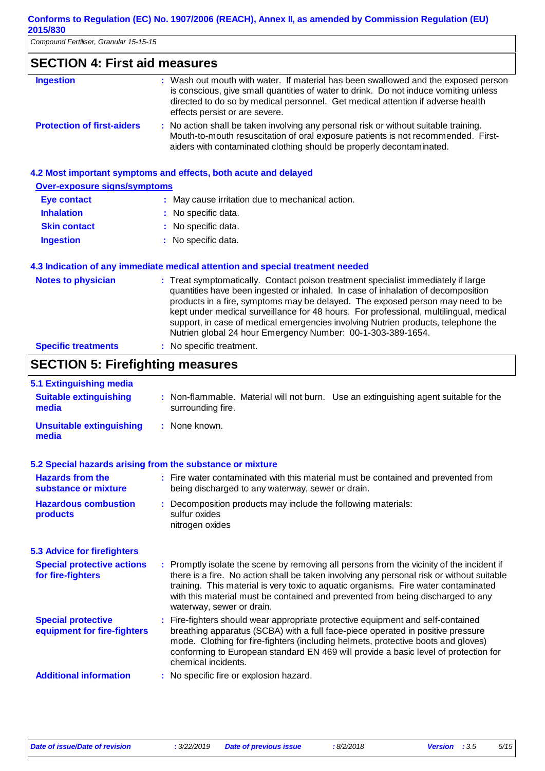## SECTION 4: First aid measures

**Ingestion** : Wash out mouth with water. If material has been swallowed and the exposed person is conscious, give small quantities of water to drink. Do not induce vomiting unless directed to do so by medical personnel. Get medical attention if adverse health effects persist or are severe.

**Protection of first-aiders** : No action shall be taken involving any personal risk or without suitable training. Mouth-to-mouth resuscitation of oral exposure patients is not recommended. First-aiders with contaminated clothing should be properly decontaminated.

### 4.2 Most important symptoms and effects, both acute and delayed

**Over-exposure signs/symptoms**

**Eye contact** : May cause irritation due to mechanical action.

**Inhalation** : No specific data.

**Skin contact** : No specific data.

**Ingestion** : No specific data.

### 4.3 Indication of any immediate medical attention and special treatment needed

**Notes to physician** : Treat symptomatically. Contact poison treatment specialist immediately if large quantities have been ingested or inhaled. In case of inhalation of decomposition products in a fire, symptoms may be delayed. The exposed person may need to be kept under medical surveillance for 48 hours. For professional, multilingual, medical support, in case of medical emergencies involving Nutrien products, telephone the Nutrien global 24 hour Emergency Number: 00-1-303-389-1654.

**Specific treatments** : No specific treatment.

## SECTION 5: Firefighting measures

### 5.1 Extinguishing media

**Suitable extinguishing media** : Non-flammable. Material will not burn. Use an extinguishing agent suitable for the surrounding fire.

**Unsuitable extinguishing media** : None known.

### 5.2 Special hazards arising from the substance or mixture

**Hazards from the substance or mixture** : Fire water contaminated with this material must be contained and prevented from being discharged to any waterway, sewer or drain.

**Hazardous combustion products** : Decomposition products may include the following materials:
sulfur oxides
nitrogen oxides

### 5.3 Advice for firefighters

**Special protective actions for fire-fighters** : Promptly isolate the scene by removing all persons from the vicinity of the incident if there is a fire. No action shall be taken involving any personal risk or without suitable training. This material is very toxic to aquatic organisms. Fire water contaminated with this material must be contained and prevented from being discharged to any waterway, sewer or drain.

**Special protective equipment for fire-fighters** : Fire-fighters should wear appropriate protective equipment and self-contained breathing apparatus (SCBA) with a full face-piece operated in positive pressure mode. Clothing for fire-fighters (including helmets, protective boots and gloves) conforming to European standard EN 469 will provide a basic level of protection for chemical incidents.

**Additional information** : No specific fire or explosion hazard.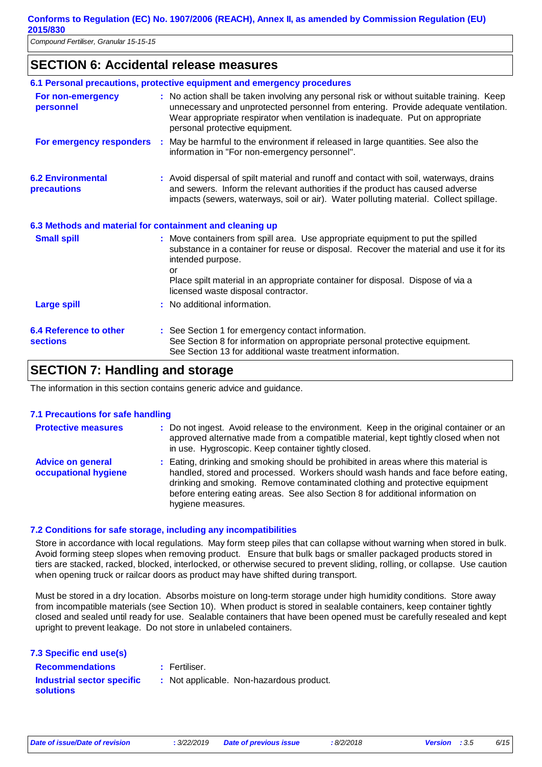## SECTION 6: Accidental release measures

### 6.1 Personal precautions, protective equipment and emergency procedures

**For non-emergency personnel** : No action shall be taken involving any personal risk or without suitable training. Keep unnecessary and unprotected personnel from entering. Provide adequate ventilation. Wear appropriate respirator when ventilation is inadequate. Put on appropriate personal protective equipment.

**For emergency responders** : May be harmful to the environment if released in large quantities. See also the information in "For non-emergency personnel".

**6.2 Environmental precautions** : Avoid dispersal of spilt material and runoff and contact with soil, waterways, drains and sewers. Inform the relevant authorities if the product has caused adverse impacts (sewers, waterways, soil or air). Water polluting material. Collect spillage.

### 6.3 Methods and material for containment and cleaning up

**Small spill** : Move containers from spill area. Use appropriate equipment to put the spilled substance in a container for reuse or disposal. Recover the material and use it for its intended purpose.
or
Place spilt material in an appropriate container for disposal. Dispose of via a licensed waste disposal contractor.

**Large spill** : No additional information.

**6.4 Reference to other sections** : See Section 1 for emergency contact information.
See Section 8 for information on appropriate personal protective equipment.
See Section 13 for additional waste treatment information.

## SECTION 7: Handling and storage

The information in this section contains generic advice and guidance.

### 7.1 Precautions for safe handling

**Protective measures** : Do not ingest. Avoid release to the environment. Keep in the original container or an approved alternative made from a compatible material, kept tightly closed when not in use. Hygroscopic. Keep container tightly closed.

**Advice on general occupational hygiene** : Eating, drinking and smoking should be prohibited in areas where this material is handled, stored and processed. Workers should wash hands and face before eating, drinking and smoking. Remove contaminated clothing and protective equipment before entering eating areas. See also Section 8 for additional information on hygiene measures.

### 7.2 Conditions for safe storage, including any incompatibilities

Store in accordance with local regulations. May form steep piles that can collapse without warning when stored in bulk. Avoid forming steep slopes when removing product. Ensure that bulk bags or smaller packaged products stored in tiers are stacked, racked, blocked, interlocked, or otherwise secured to prevent sliding, rolling, or collapse. Use caution when opening truck or railcar doors as product may have shifted during transport.

Must be stored in a dry location. Absorbs moisture on long-term storage under high humidity conditions. Store away from incompatible materials (see Section 10). When product is stored in sealable containers, keep container tightly closed and sealed until ready for use. Sealable containers that have been opened must be carefully resealed and kept upright to prevent leakage. Do not store in unlabeled containers.

### 7.3 Specific end use(s)

**Recommendations** : Fertiliser.

**Industrial sector specific solutions** : Not applicable. Non-hazardous product.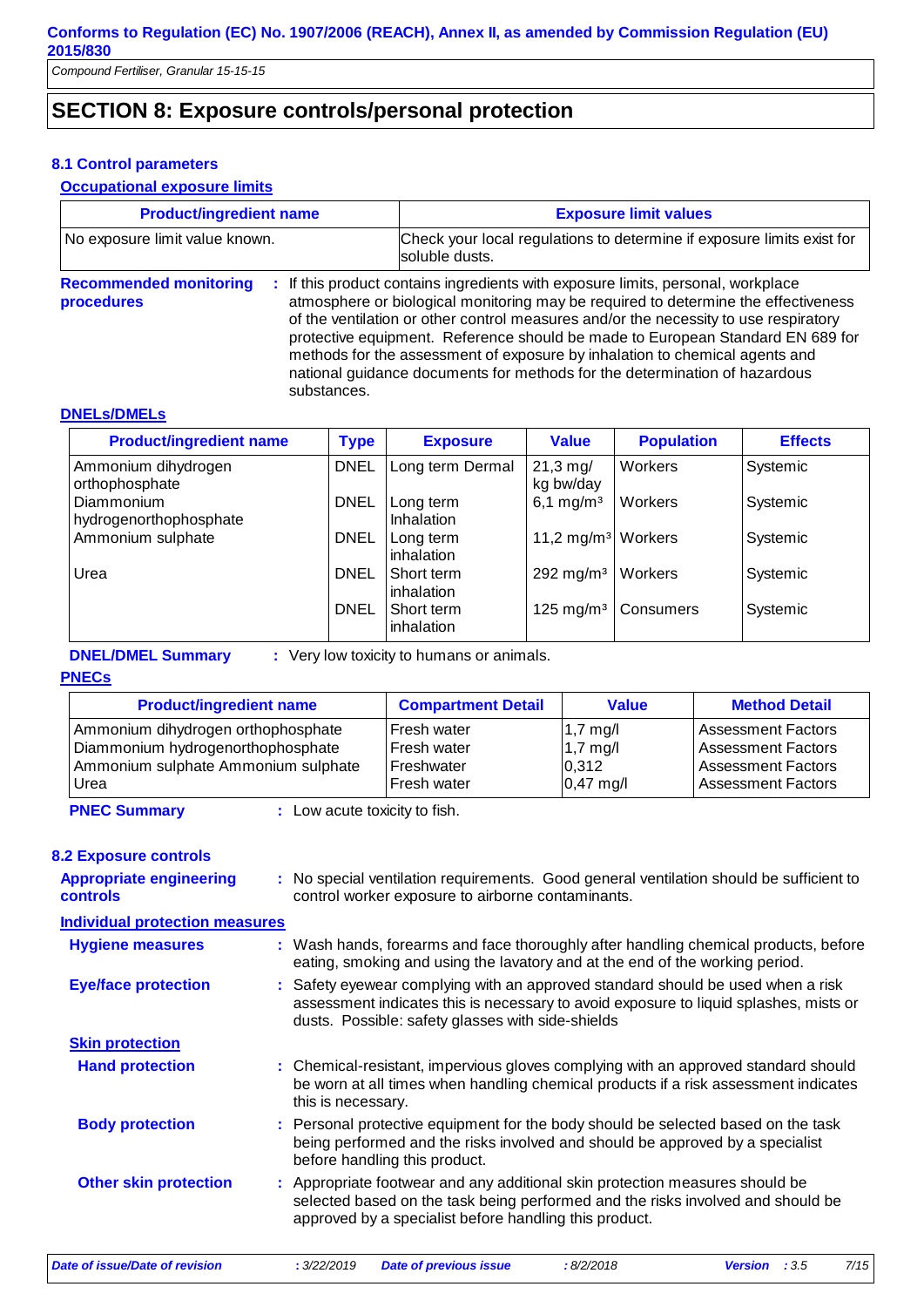## SECTION 8: Exposure controls/personal protection

### 8.1 Control parameters

**Occupational exposure limits**

| Product/ingredient name | Exposure limit values |
|---|---|
| No exposure limit value known. | Check your local regulations to determine if exposure limits exist for soluble dusts. |

**Recommended monitoring procedures** : If this product contains ingredients with exposure limits, personal, workplace atmosphere or biological monitoring may be required to determine the effectiveness of the ventilation or other control measures and/or the necessity to use respiratory protective equipment. Reference should be made to European Standard EN 689 for methods for the assessment of exposure by inhalation to chemical agents and national guidance documents for methods for the determination of hazardous substances.

**DNELs/DMELs**

| Product/ingredient name | Type | Exposure | Value | Population | Effects |
|---|---|---|---|---|---|
| Ammonium dihydrogen orthophosphate | DNEL | Long term Dermal | 21,3 mg/ kg bw/day | Workers | Systemic |
| Diammonium hydrogenorthophosphate | DNEL | Long term Inhalation | 6,1 mg/m³ | Workers | Systemic |
| Ammonium sulphate | DNEL | Long term inhalation | 11,2 mg/m³ | Workers | Systemic |
| Urea | DNEL | Short term inhalation | 292 mg/m³ | Workers | Systemic |
| | DNEL | Short term inhalation | 125 mg/m³ | Consumers | Systemic |

**DNEL/DMEL Summary** : Very low toxicity to humans or animals.

**PNECs**

| Product/ingredient name | Compartment Detail | Value | Method Detail |
|---|---|---|---|
| Ammonium dihydrogen orthophosphate | Fresh water | 1,7 mg/l | Assessment Factors |
| Diammonium hydrogenorthophosphate | Fresh water | 1,7 mg/l | Assessment Factors |
| Ammonium sulphate Ammonium sulphate | Freshwater | 0,312 | Assessment Factors |
| Urea | Fresh water | 0,47 mg/l | Assessment Factors |

**PNEC Summary** : Low acute toxicity to fish.

### 8.2 Exposure controls

**Appropriate engineering controls** : No special ventilation requirements. Good general ventilation should be sufficient to control worker exposure to airborne contaminants.

**Individual protection measures**

**Hygiene measures** : Wash hands, forearms and face thoroughly after handling chemical products, before eating, smoking and using the lavatory and at the end of the working period.

**Eye/face protection** : Safety eyewear complying with an approved standard should be used when a risk assessment indicates this is necessary to avoid exposure to liquid splashes, mists or dusts. Possible: safety glasses with side-shields

**Skin protection**

**Hand protection** : Chemical-resistant, impervious gloves complying with an approved standard should be worn at all times when handling chemical products if a risk assessment indicates this is necessary.

**Body protection** : Personal protective equipment for the body should be selected based on the task being performed and the risks involved and should be approved by a specialist before handling this product.

**Other skin protection** : Appropriate footwear and any additional skin protection measures should be selected based on the task being performed and the risks involved and should be approved by a specialist before handling this product.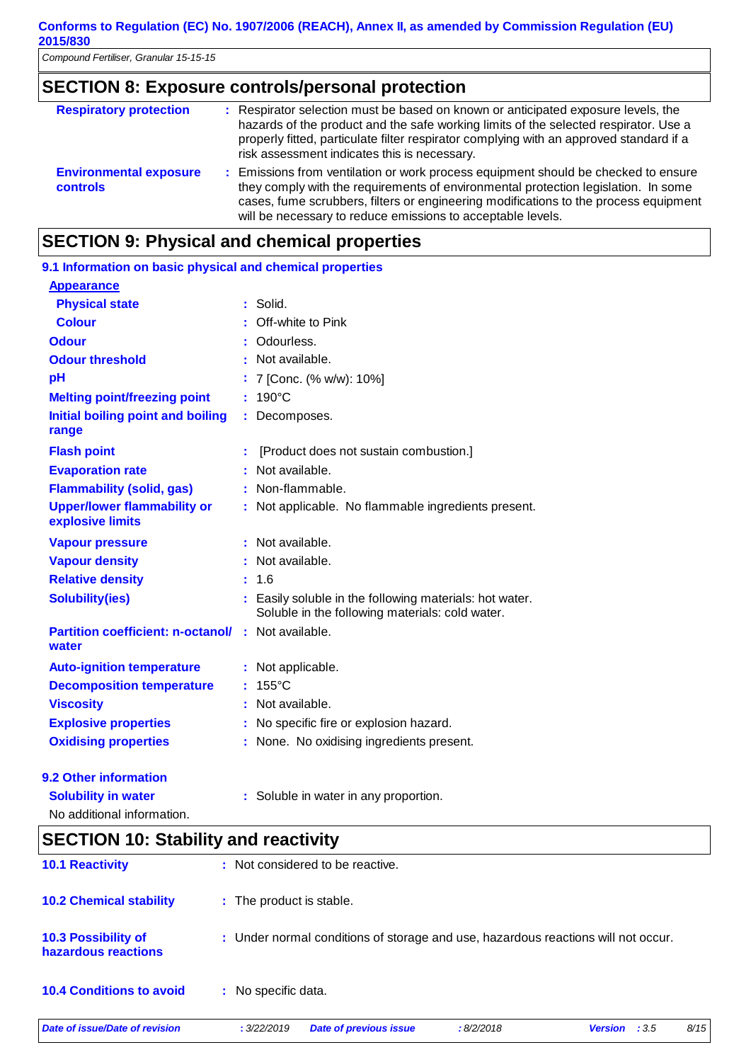## SECTION 8: Exposure controls/personal protection

| | |
|---|---|
| **Respiratory protection** | : Respirator selection must be based on known or anticipated exposure levels, the hazards of the product and the safe working limits of the selected respirator. Use a properly fitted, particulate filter respirator complying with an approved standard if a risk assessment indicates this is necessary. |
| **Environmental exposure controls** | : Emissions from ventilation or work process equipment should be checked to ensure they comply with the requirements of environmental protection legislation. In some cases, fume scrubbers, filters or engineering modifications to the process equipment will be necessary to reduce emissions to acceptable levels. |

## SECTION 9: Physical and chemical properties

### 9.1 Information on basic physical and chemical properties

**Appearance**

| | |
|---|---|
| **Physical state** | : Solid. |
| **Colour** | : Off-white to Pink |
| **Odour** | : Odourless. |
| **Odour threshold** | : Not available. |
| **pH** | : 7 [Conc. (% w/w): 10%] |
| **Melting point/freezing point** | : 190°C |
| **Initial boiling point and boiling range** | : Decomposes. |
| **Flash point** | : [Product does not sustain combustion.] |
| **Evaporation rate** | : Not available. |
| **Flammability (solid, gas)** | : Non-flammable. |
| **Upper/lower flammability or explosive limits** | : Not applicable. No flammable ingredients present. |
| **Vapour pressure** | : Not available. |
| **Vapour density** | : Not available. |
| **Relative density** | : 1.6 |
| **Solubility(ies)** | : Easily soluble in the following materials: hot water. Soluble in the following materials: cold water. |
| **Partition coefficient: n-octanol/ water** | : Not available. |
| **Auto-ignition temperature** | : Not applicable. |
| **Decomposition temperature** | : 155°C |
| **Viscosity** | : Not available. |
| **Explosive properties** | : No specific fire or explosion hazard. |
| **Oxidising properties** | : None. No oxidising ingredients present. |

### 9.2 Other information

| | |
|---|---|
| **Solubility in water** | : Soluble in water in any proportion. |

No additional information.

## SECTION 10: Stability and reactivity

| | |
|---|---|
| **10.1 Reactivity** | : Not considered to be reactive. |
| **10.2 Chemical stability** | : The product is stable. |
| **10.3 Possibility of hazardous reactions** | : Under normal conditions of storage and use, hazardous reactions will not occur. |
| **10.4 Conditions to avoid** | : No specific data. |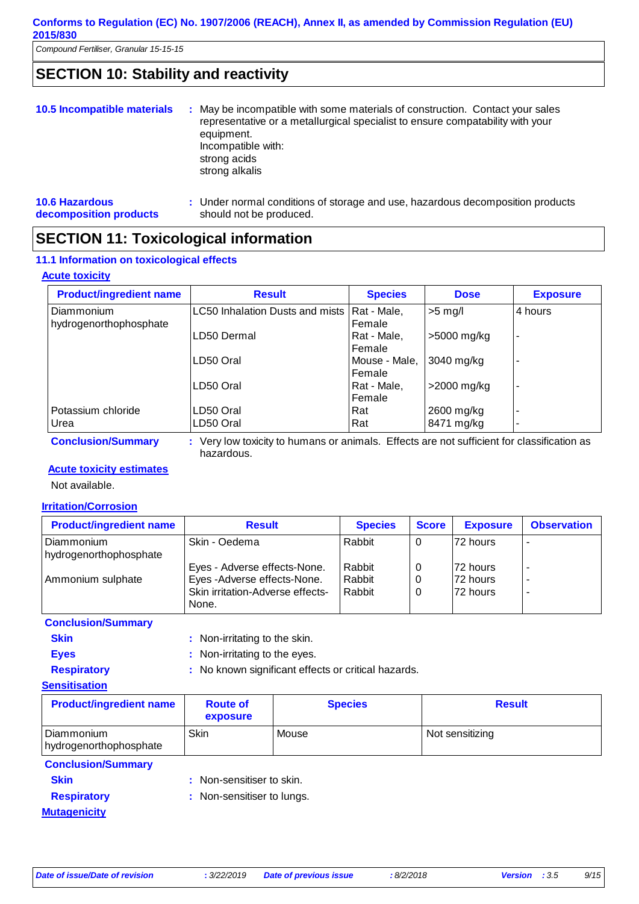## SECTION 10: Stability and reactivity

**10.5 Incompatible materials** : May be incompatible with some materials of construction. Contact your sales representative or a metallurgical specialist to ensure compatability with your equipment.
Incompatible with:
strong acids
strong alkalis

**10.6 Hazardous decomposition products** : Under normal conditions of storage and use, hazardous decomposition products should not be produced.

## SECTION 11: Toxicological information

### 11.1 Information on toxicological effects

**Acute toxicity**

| Product/ingredient name | Result | Species | Dose | Exposure |
|---|---|---|---|---|
| Diammonium hydrogenorthophosphate | LC50 Inhalation Dusts and mists | Rat - Male, Female | >5 mg/l | 4 hours |
| | LD50 Dermal | Rat - Male, Female | >5000 mg/kg | - |
| | LD50 Oral | Mouse - Male, Female | 3040 mg/kg | - |
| | LD50 Oral | Rat - Male, Female | >2000 mg/kg | - |
| Potassium chloride | LD50 Oral | Rat | 2600 mg/kg | - |
| Urea | LD50 Oral | Rat | 8471 mg/kg | - |

**Conclusion/Summary** : Very low toxicity to humans or animals. Effects are not sufficient for classification as hazardous.

**Acute toxicity estimates**

Not available.

**Irritation/Corrosion**

| Product/ingredient name | Result | Species | Score | Exposure | Observation |
|---|---|---|---|---|---|
| Diammonium hydrogenorthophosphate | Skin - Oedema | Rabbit | 0 | 72 hours | - |
| | Eyes - Adverse effects-None. | Rabbit | 0 | 72 hours | - |
| Ammonium sulphate | Eyes -Adverse effects-None. | Rabbit | 0 | 72 hours | - |
| | Skin irritation-Adverse effects-None. | Rabbit | 0 | 72 hours | - |

**Conclusion/Summary**

**Skin** : Non-irritating to the skin.

**Eyes** : Non-irritating to the eyes.

**Respiratory** : No known significant effects or critical hazards.

**Sensitisation**

| Product/ingredient name | Route of exposure | Species | Result |
|---|---|---|---|
| Diammonium hydrogenorthophosphate | Skin | Mouse | Not sensitizing |

**Conclusion/Summary**

**Skin** : Non-sensitiser to skin.

**Respiratory** : Non-sensitiser to lungs.

**Mutagenicity**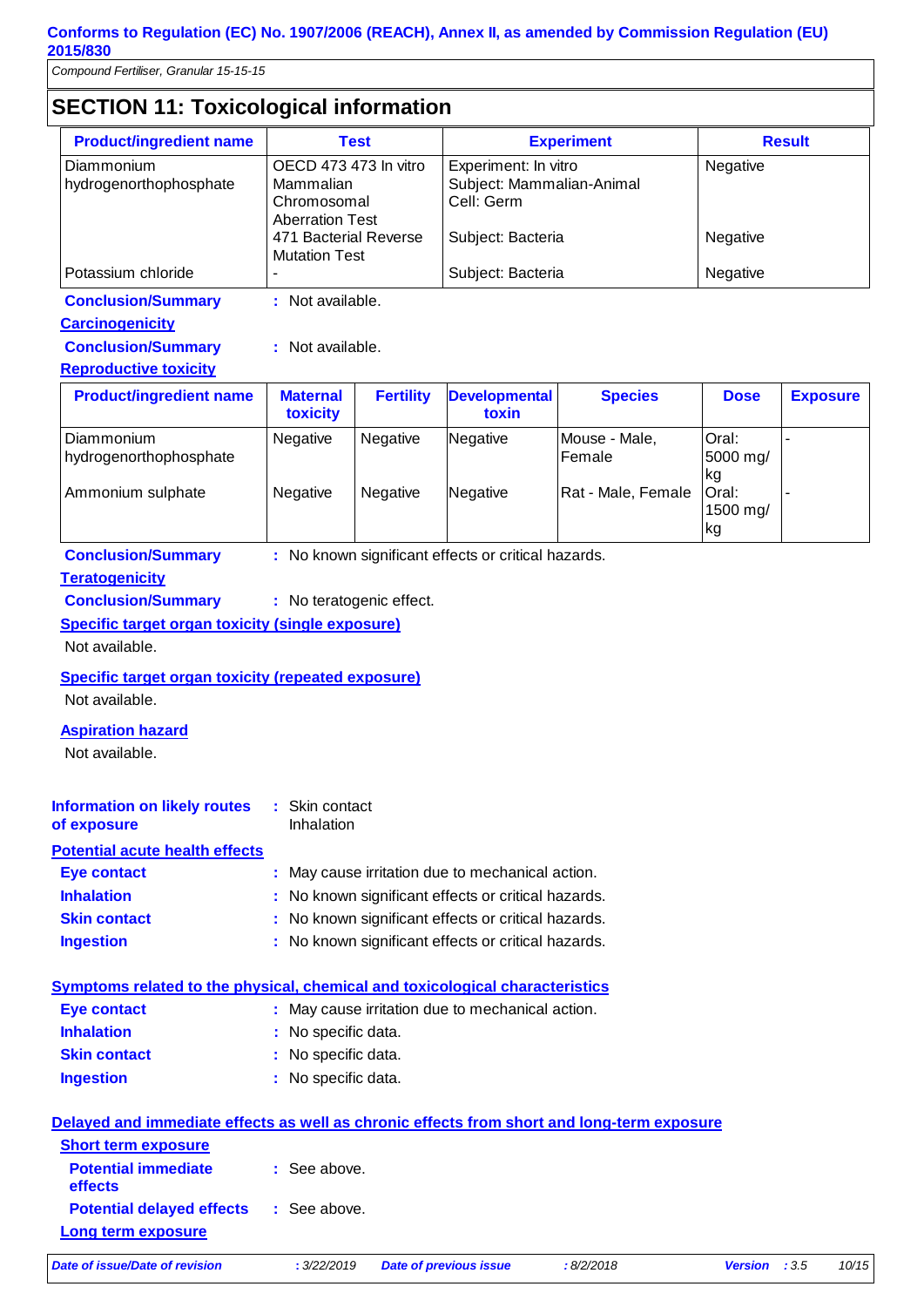## SECTION 11: Toxicological information

| Product/ingredient name | Test | Experiment | Result |
|---|---|---|---|
| Diammonium hydrogenorthophosphate | OECD 473 473 In vitro Mammalian Chromosomal Aberration Test | Experiment: In vitro Subject: Mammalian-Animal Cell: Germ | Negative |
| | 471 Bacterial Reverse Mutation Test | Subject: Bacteria | Negative |
| Potassium chloride | - | Subject: Bacteria | Negative |

**Conclusion/Summary** : Not available.

**Carcinogenicity**

**Conclusion/Summary** : Not available.

**Reproductive toxicity**

| Product/ingredient name | Maternal toxicity | Fertility | Developmental toxin | Species | Dose | Exposure |
|---|---|---|---|---|---|---|
| Diammonium hydrogenorthophosphate | Negative | Negative | Negative | Mouse - Male, Female | Oral: 5000 mg/kg | - |
| Ammonium sulphate | Negative | Negative | Negative | Rat - Male, Female | Oral: 1500 mg/kg | - |

**Conclusion/Summary** : No known significant effects or critical hazards.

**Teratogenicity**

**Conclusion/Summary** : No teratogenic effect.

**Specific target organ toxicity (single exposure)**

Not available.

**Specific target organ toxicity (repeated exposure)**

Not available.

**Aspiration hazard**

Not available.

**Information on likely routes of exposure** : Skin contact
Inhalation

**Potential acute health effects**

**Eye contact** : May cause irritation due to mechanical action.

**Inhalation** : No known significant effects or critical hazards.

**Skin contact** : No known significant effects or critical hazards.

**Ingestion** : No known significant effects or critical hazards.

**Symptoms related to the physical, chemical and toxicological characteristics**

**Eye contact** : May cause irritation due to mechanical action.

**Inhalation** : No specific data.

**Skin contact** : No specific data.

**Ingestion** : No specific data.

**Delayed and immediate effects as well as chronic effects from short and long-term exposure**

**Short term exposure**

**Potential immediate effects** : See above.

**Potential delayed effects** : See above.

**Long term exposure**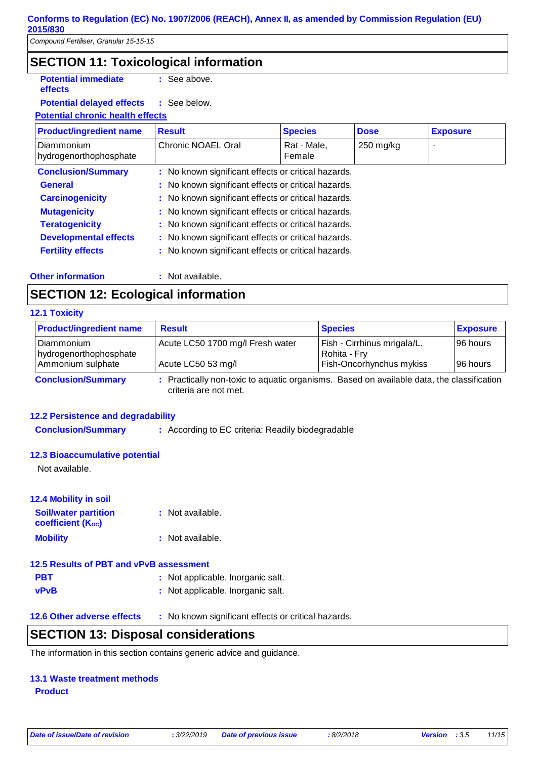## SECTION 11: Toxicological information

**Potential immediate effects** : See above.

**Potential delayed effects** : See below.

**Potential chronic health effects**

| Product/ingredient name | Result | Species | Dose | Exposure |
|---|---|---|---|---|
| Diammonium hydrogenorthophosphate | Chronic NOAEL Oral | Rat - Male, Female | 250 mg/kg | - |

**Conclusion/Summary** : No known significant effects or critical hazards.

**General** : No known significant effects or critical hazards.

**Carcinogenicity** : No known significant effects or critical hazards.

**Mutagenicity** : No known significant effects or critical hazards.

**Teratogenicity** : No known significant effects or critical hazards.

**Developmental effects** : No known significant effects or critical hazards.

**Fertility effects** : No known significant effects or critical hazards.

**Other information** : Not available.

## SECTION 12: Ecological information

### 12.1 Toxicity

| Product/ingredient name | Result | Species | Exposure |
|---|---|---|---|
| Diammonium hydrogenorthophosphate | Acute LC50 1700 mg/l Fresh water | Fish - Cirrhinus mrigala/L. Rohita - Fry | 96 hours |
| Ammonium sulphate | Acute LC50 53 mg/l | Fish-Oncorhynchus mykiss | 96 hours |

**Conclusion/Summary** : Practically non-toxic to aquatic organisms. Based on available data, the classification criteria are not met.

### 12.2 Persistence and degradability

**Conclusion/Summary** : According to EC criteria: Readily biodegradable

### 12.3 Bioaccumulative potential

Not available.

### 12.4 Mobility in soil

**Soil/water partition coefficient ($K_{OC}$)** : Not available.

**Mobility** : Not available.

### 12.5 Results of PBT and vPvB assessment

**PBT** : Not applicable. Inorganic salt.

**vPvB** : Not applicable. Inorganic salt.

**12.6 Other adverse effects** : No known significant effects or critical hazards.

## SECTION 13: Disposal considerations

The information in this section contains generic advice and guidance.

### 13.1 Waste treatment methods

**Product**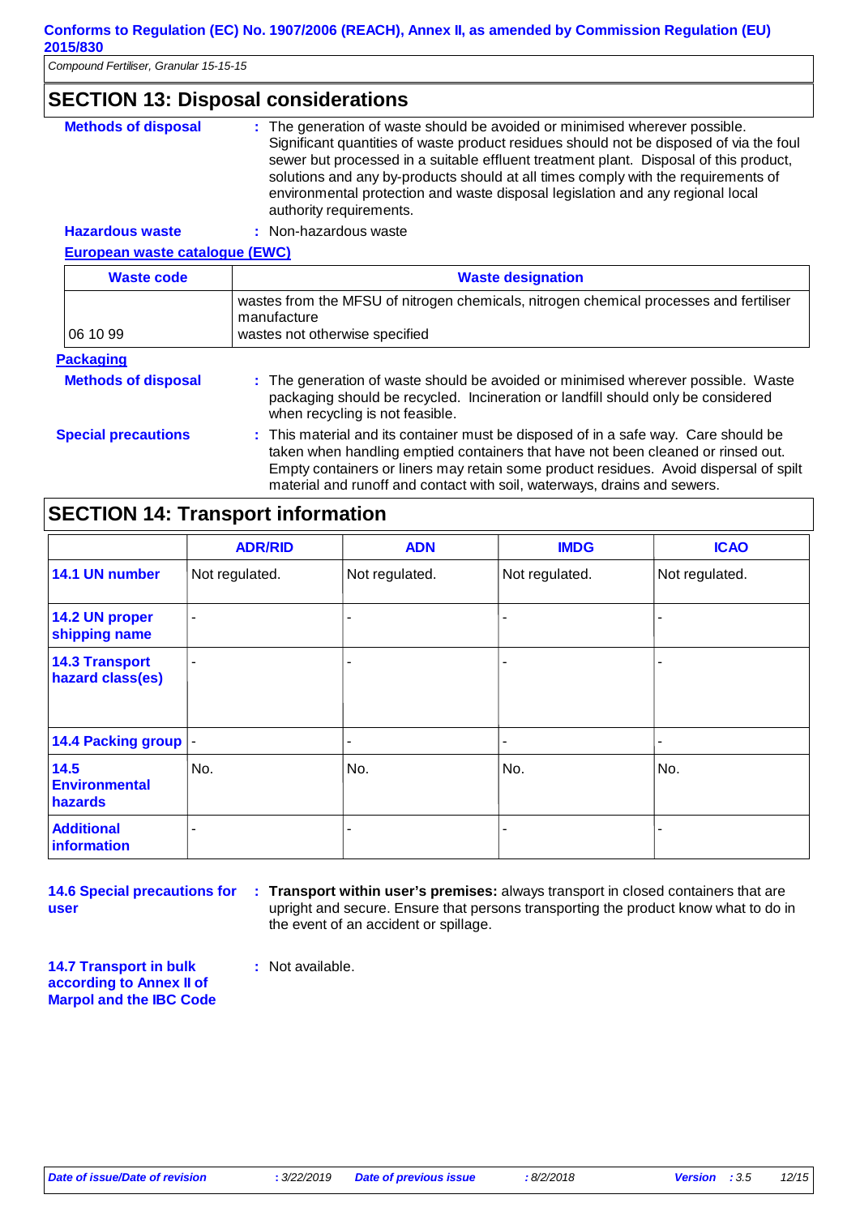## SECTION 13: Disposal considerations

**Methods of disposal** : The generation of waste should be avoided or minimised wherever possible. Significant quantities of waste product residues should not be disposed of via the foul sewer but processed in a suitable effluent treatment plant. Disposal of this product, solutions and any by-products should at all times comply with the requirements of environmental protection and waste disposal legislation and any regional local authority requirements.

**Hazardous waste** : Non-hazardous waste

**European waste catalogue (EWC)**

| Waste code | Waste designation |
|---|---|
| 06 10 99 | wastes from the MFSU of nitrogen chemicals, nitrogen chemical processes and fertiliser manufacture<br>wastes not otherwise specified |

**Packaging**

**Methods of disposal** : The generation of waste should be avoided or minimised wherever possible. Waste packaging should be recycled. Incineration or landfill should only be considered when recycling is not feasible.

**Special precautions** : This material and its container must be disposed of in a safe way. Care should be taken when handling emptied containers that have not been cleaned or rinsed out. Empty containers or liners may retain some product residues. Avoid dispersal of spilt material and runoff and contact with soil, waterways, drains and sewers.

## SECTION 14: Transport information

| | ADR/RID | ADN | IMDG | ICAO |
|---|---|---|---|---|
| **14.1 UN number** | Not regulated. | Not regulated. | Not regulated. | Not regulated. |
| **14.2 UN proper shipping name** | - | - | - | - |
| **14.3 Transport hazard class(es)** | - | - | - | - |
| **14.4 Packing group** | - | - | - | - |
| **14.5 Environmental hazards** | No. | No. | No. | No. |
| **Additional information** | - | - | - | - |

**14.6 Special precautions for user** : **Transport within user's premises:** always transport in closed containers that are upright and secure. Ensure that persons transporting the product know what to do in the event of an accident or spillage.

**14.7 Transport in bulk according to Annex II of Marpol and the IBC Code** : Not available.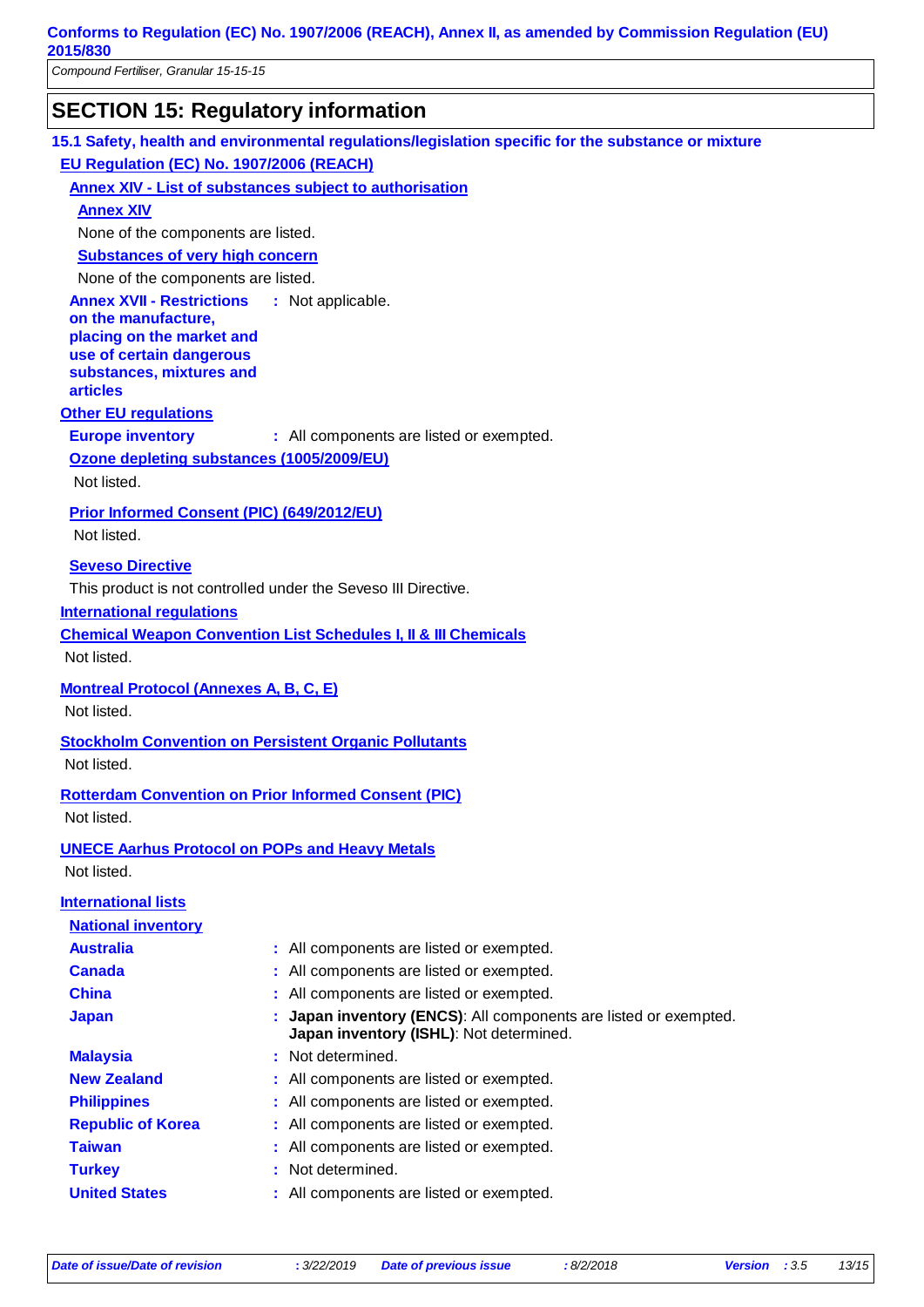## SECTION 15: Regulatory information

### 15.1 Safety, health and environmental regulations/legislation specific for the substance or mixture

**EU Regulation (EC) No. 1907/2006 (REACH)**

**Annex XIV - List of substances subject to authorisation**

**Annex XIV**

None of the components are listed.

**Substances of very high concern**

None of the components are listed.

**Annex XVII - Restrictions on the manufacture, placing on the market and use of certain dangerous substances, mixtures and articles** : Not applicable.

**Other EU regulations**

**Europe inventory** : All components are listed or exempted.

**Ozone depleting substances (1005/2009/EU)**

Not listed.

**Prior Informed Consent (PIC) (649/2012/EU)**

Not listed.

**Seveso Directive**

This product is not controlled under the Seveso III Directive.

**International regulations**

**Chemical Weapon Convention List Schedules I, II & III Chemicals**

Not listed.

**Montreal Protocol (Annexes A, B, C, E)**

Not listed.

**Stockholm Convention on Persistent Organic Pollutants**

Not listed.

**Rotterdam Convention on Prior Informed Consent (PIC)**

Not listed.

**UNECE Aarhus Protocol on POPs and Heavy Metals**

Not listed.

**International lists**

**National inventory**

**Australia** : All components are listed or exempted.

**Canada** : All components are listed or exempted.

**China** : All components are listed or exempted.

**Japan** : **Japan inventory (ENCS)**: All components are listed or exempted.
**Japan inventory (ISHL)**: Not determined.

**Malaysia** : Not determined.

**New Zealand** : All components are listed or exempted.

**Philippines** : All components are listed or exempted.

**Republic of Korea** : All components are listed or exempted.

**Taiwan** : All components are listed or exempted.

**Turkey** : Not determined.

**United States** : All components are listed or exempted.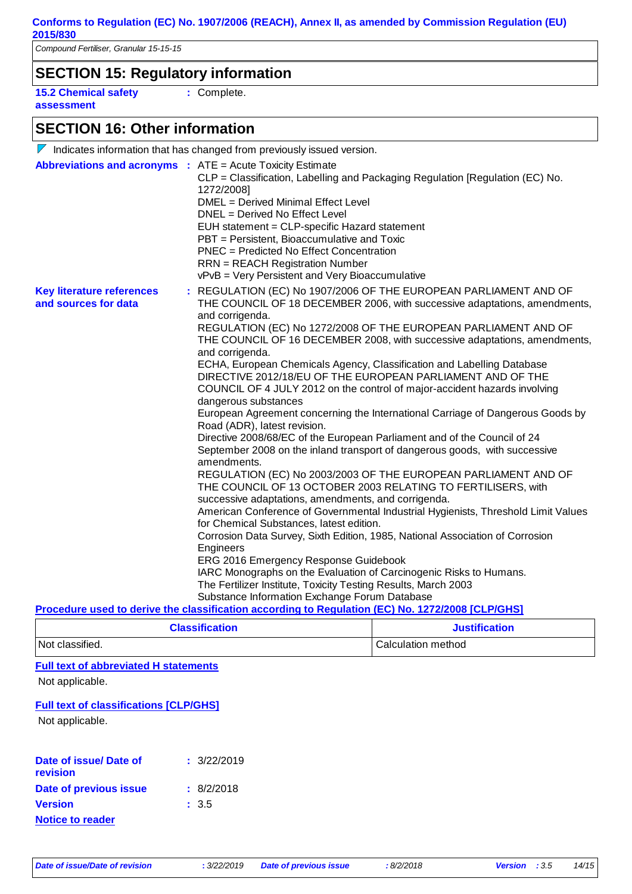## SECTION 15: Regulatory information

**15.2 Chemical safety assessment** : Complete.

## SECTION 16: Other information

Indicates information that has changed from previously issued version.

**Abbreviations and acronyms** : ATE = Acute Toxicity Estimate
CLP = Classification, Labelling and Packaging Regulation [Regulation (EC) No. 1272/2008]
DMEL = Derived Minimal Effect Level
DNEL = Derived No Effect Level
EUH statement = CLP-specific Hazard statement
PBT = Persistent, Bioaccumulative and Toxic
PNEC = Predicted No Effect Concentration
RRN = REACH Registration Number
vPvB = Very Persistent and Very Bioaccumulative

**Key literature references and sources for data** : REGULATION (EC) No 1907/2006 OF THE EUROPEAN PARLIAMENT AND OF THE COUNCIL OF 18 DECEMBER 2006, with successive adaptations, amendments, and corrigenda.
REGULATION (EC) No 1272/2008 OF THE EUROPEAN PARLIAMENT AND OF THE COUNCIL OF 16 DECEMBER 2008, with successive adaptations, amendments, and corrigenda.
ECHA, European Chemicals Agency, Classification and Labelling Database
DIRECTIVE 2012/18/EU OF THE EUROPEAN PARLIAMENT AND OF THE COUNCIL OF 4 JULY 2012 on the control of major-accident hazards involving dangerous substances
European Agreement concerning the International Carriage of Dangerous Goods by Road (ADR), latest revision.
Directive 2008/68/EC of the European Parliament and of the Council of 24 September 2008 on the inland transport of dangerous goods, with successive amendments.
REGULATION (EC) No 2003/2003 OF THE EUROPEAN PARLIAMENT AND OF THE COUNCIL OF 13 OCTOBER 2003 RELATING TO FERTILISERS, with successive adaptations, amendments, and corrigenda.
American Conference of Governmental Industrial Hygienists, Threshold Limit Values for Chemical Substances, latest edition.
Corrosion Data Survey, Sixth Edition, 1985, National Association of Corrosion Engineers
ERG 2016 Emergency Response Guidebook
IARC Monographs on the Evaluation of Carcinogenic Risks to Humans.
The Fertilizer Institute, Toxicity Testing Results, March 2003
Substance Information Exchange Forum Database

**Procedure used to derive the classification according to Regulation (EC) No. 1272/2008 [CLP/GHS]**

| Classification | Justification |
|---|---|
| Not classified. | Calculation method |

**Full text of abbreviated H statements**

Not applicable.

**Full text of classifications [CLP/GHS]**

Not applicable.

**Date of issue/ Date of revision** : 3/22/2019

**Date of previous issue** : 8/2/2018

**Version** : 3.5

**Notice to reader**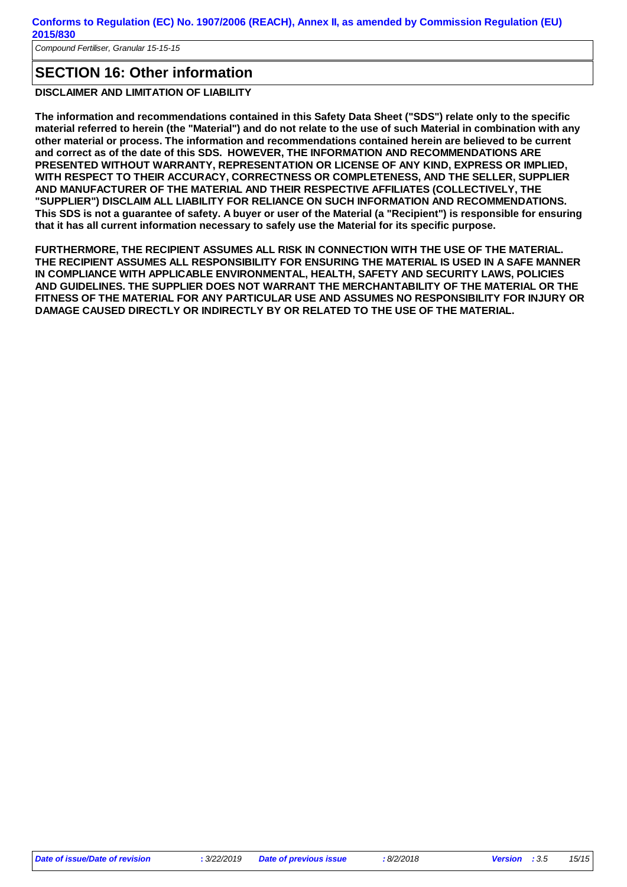## SECTION 16: Other information

**DISCLAIMER AND LIMITATION OF LIABILITY**

**The information and recommendations contained in this Safety Data Sheet ("SDS") relate only to the specific material referred to herein (the "Material") and do not relate to the use of such Material in combination with any other material or process. The information and recommendations contained herein are believed to be current and correct as of the date of this SDS. HOWEVER, THE INFORMATION AND RECOMMENDATIONS ARE PRESENTED WITHOUT WARRANTY, REPRESENTATION OR LICENSE OF ANY KIND, EXPRESS OR IMPLIED, WITH RESPECT TO THEIR ACCURACY, CORRECTNESS OR COMPLETENESS, AND THE SELLER, SUPPLIER AND MANUFACTURER OF THE MATERIAL AND THEIR RESPECTIVE AFFILIATES (COLLECTIVELY, THE "SUPPLIER") DISCLAIM ALL LIABILITY FOR RELIANCE ON SUCH INFORMATION AND RECOMMENDATIONS. This SDS is not a guarantee of safety. A buyer or user of the Material (a "Recipient") is responsible for ensuring that it has all current information necessary to safely use the Material for its specific purpose.**

**FURTHERMORE, THE RECIPIENT ASSUMES ALL RISK IN CONNECTION WITH THE USE OF THE MATERIAL. THE RECIPIENT ASSUMES ALL RESPONSIBILITY FOR ENSURING THE MATERIAL IS USED IN A SAFE MANNER IN COMPLIANCE WITH APPLICABLE ENVIRONMENTAL, HEALTH, SAFETY AND SECURITY LAWS, POLICIES AND GUIDELINES. THE SUPPLIER DOES NOT WARRANT THE MERCHANTABILITY OF THE MATERIAL OR THE FITNESS OF THE MATERIAL FOR ANY PARTICULAR USE AND ASSUMES NO RESPONSIBILITY FOR INJURY OR DAMAGE CAUSED DIRECTLY OR INDIRECTLY BY OR RELATED TO THE USE OF THE MATERIAL.**